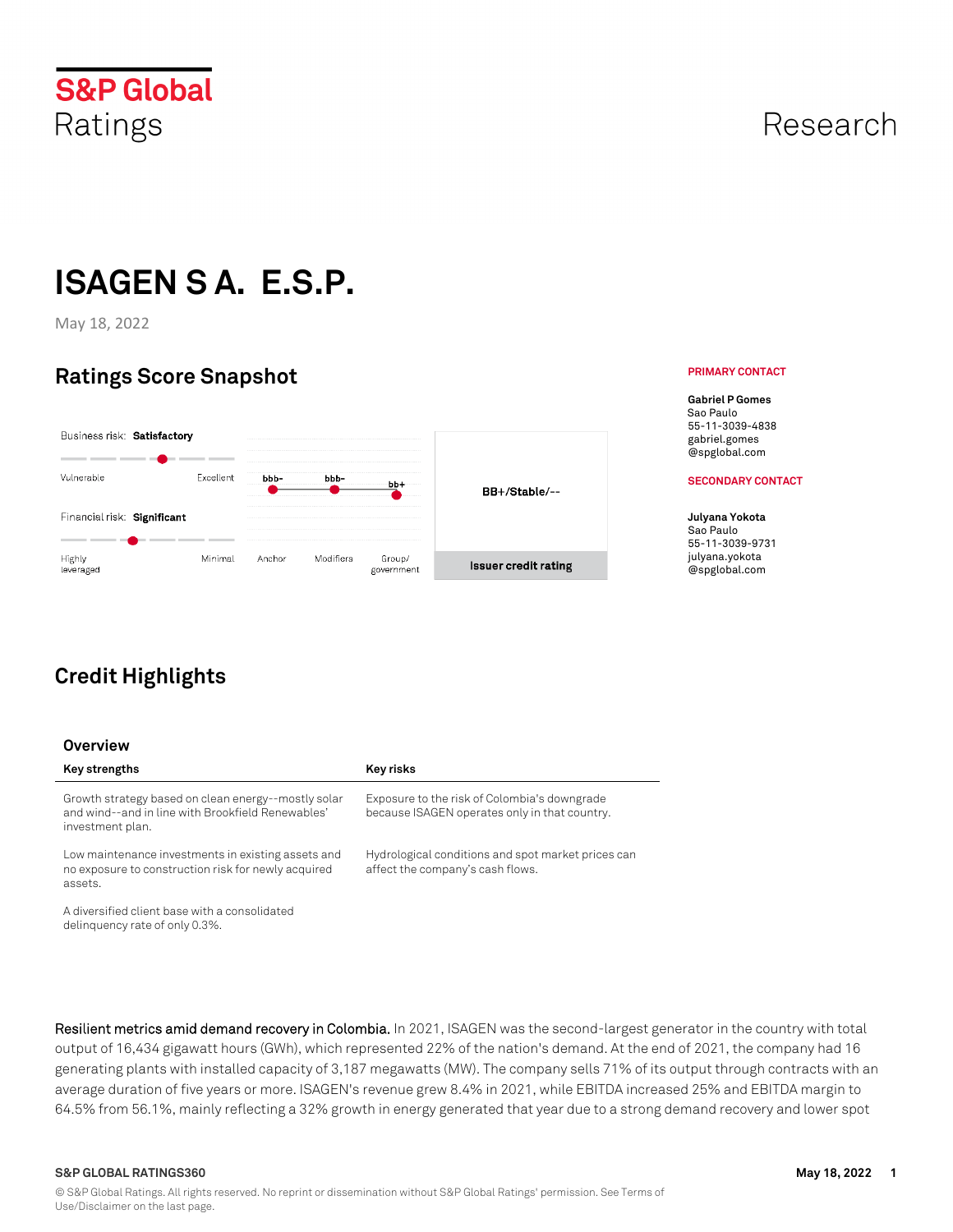# ISAGEN S A. E.S.P.

May 18, 2022

## Ratings Score Snapshot

Business risk: **Satisfactory**

Vulnerable — Excellent

Financial risk: **Significant**

Highly leveraged — Minimal

| Anchor | Modifiers | Group/government |
|---|---|---|
| bbb- | bbb- | bb+ |

**BB+/Stable/--**

**Issuer credit rating**

**PRIMARY CONTACT**

**Gabriel P Gomes**
Sao Paulo
55-11-3039-4838
gabriel.gomes@spglobal.com

**SECONDARY CONTACT**

**Julyana Yokota**
Sao Paulo
55-11-3039-9731
julyana.yokota@spglobal.com

## Credit Highlights

### Overview

| Key strengths | Key risks |
|---|---|
| Growth strategy based on clean energy--mostly solar and wind--and in line with Brookfield Renewables' investment plan. | Exposure to the risk of Colombia's downgrade because ISAGEN operates only in that country. |
| Low maintenance investments in existing assets and no exposure to construction risk for newly acquired assets. | Hydrological conditions and spot market prices can affect the company's cash flows. |
| A diversified client base with a consolidated delinquency rate of only 0.3%. | |

Resilient metrics amid demand recovery in Colombia. In 2021, ISAGEN was the second-largest generator in the country with total output of 16,434 gigawatt hours (GWh), which represented 22% of the nation's demand. At the end of 2021, the company had 16 generating plants with installed capacity of 3,187 megawatts (MW). The company sells 71% of its output through contracts with an average duration of five years or more. ISAGEN's revenue grew 8.4% in 2021, while EBITDA increased 25% and EBITDA margin to 64.5% from 56.1%, mainly reflecting a 32% growth in energy generated that year due to a strong demand recovery and lower spot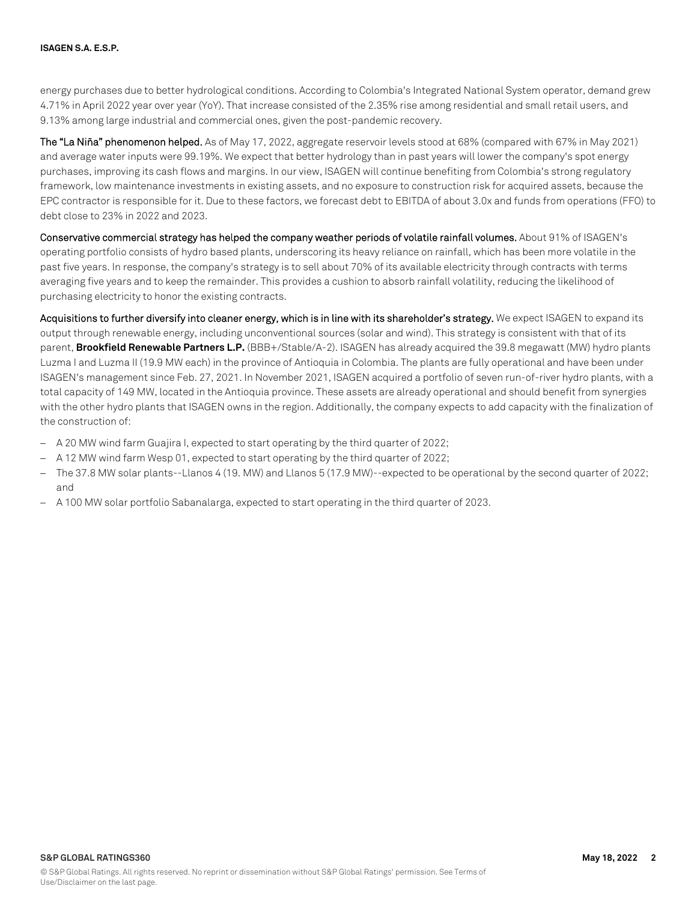energy purchases due to better hydrological conditions. According to Colombia's Integrated National System operator, demand grew 4.71% in April 2022 year over year (YoY). That increase consisted of the 2.35% rise among residential and small retail users, and 9.13% among large industrial and commercial ones, given the post-pandemic recovery.

**The "La Niña" phenomenon helped.** As of May 17, 2022, aggregate reservoir levels stood at 68% (compared with 67% in May 2021) and average water inputs were 99.19%. We expect that better hydrology than in past years will lower the company's spot energy purchases, improving its cash flows and margins. In our view, ISAGEN will continue benefiting from Colombia's strong regulatory framework, low maintenance investments in existing assets, and no exposure to construction risk for acquired assets, because the EPC contractor is responsible for it. Due to these factors, we forecast debt to EBITDA of about 3.0x and funds from operations (FFO) to debt close to 23% in 2022 and 2023.

**Conservative commercial strategy has helped the company weather periods of volatile rainfall volumes.** About 91% of ISAGEN's operating portfolio consists of hydro based plants, underscoring its heavy reliance on rainfall, which has been more volatile in the past five years. In response, the company's strategy is to sell about 70% of its available electricity through contracts with terms averaging five years and to keep the remainder. This provides a cushion to absorb rainfall volatility, reducing the likelihood of purchasing electricity to honor the existing contracts.

**Acquisitions to further diversify into cleaner energy, which is in line with its shareholder's strategy.** We expect ISAGEN to expand its output through renewable energy, including unconventional sources (solar and wind). This strategy is consistent with that of its parent, **Brookfield Renewable Partners L.P.** (BBB+/Stable/A-2). ISAGEN has already acquired the 39.8 megawatt (MW) hydro plants Luzma I and Luzma II (19.9 MW each) in the province of Antioquia in Colombia. The plants are fully operational and have been under ISAGEN's management since Feb. 27, 2021. In November 2021, ISAGEN acquired a portfolio of seven run-of-river hydro plants, with a total capacity of 149 MW, located in the Antioquia province. These assets are already operational and should benefit from synergies with the other hydro plants that ISAGEN owns in the region. Additionally, the company expects to add capacity with the finalization of the construction of:

- A 20 MW wind farm Guajira I, expected to start operating by the third quarter of 2022;
- A 12 MW wind farm Wesp 01, expected to start operating by the third quarter of 2022;
- The 37.8 MW solar plants--Llanos 4 (19. MW) and Llanos 5 (17.9 MW)--expected to be operational by the second quarter of 2022; and
- A 100 MW solar portfolio Sabanalarga, expected to start operating in the third quarter of 2023.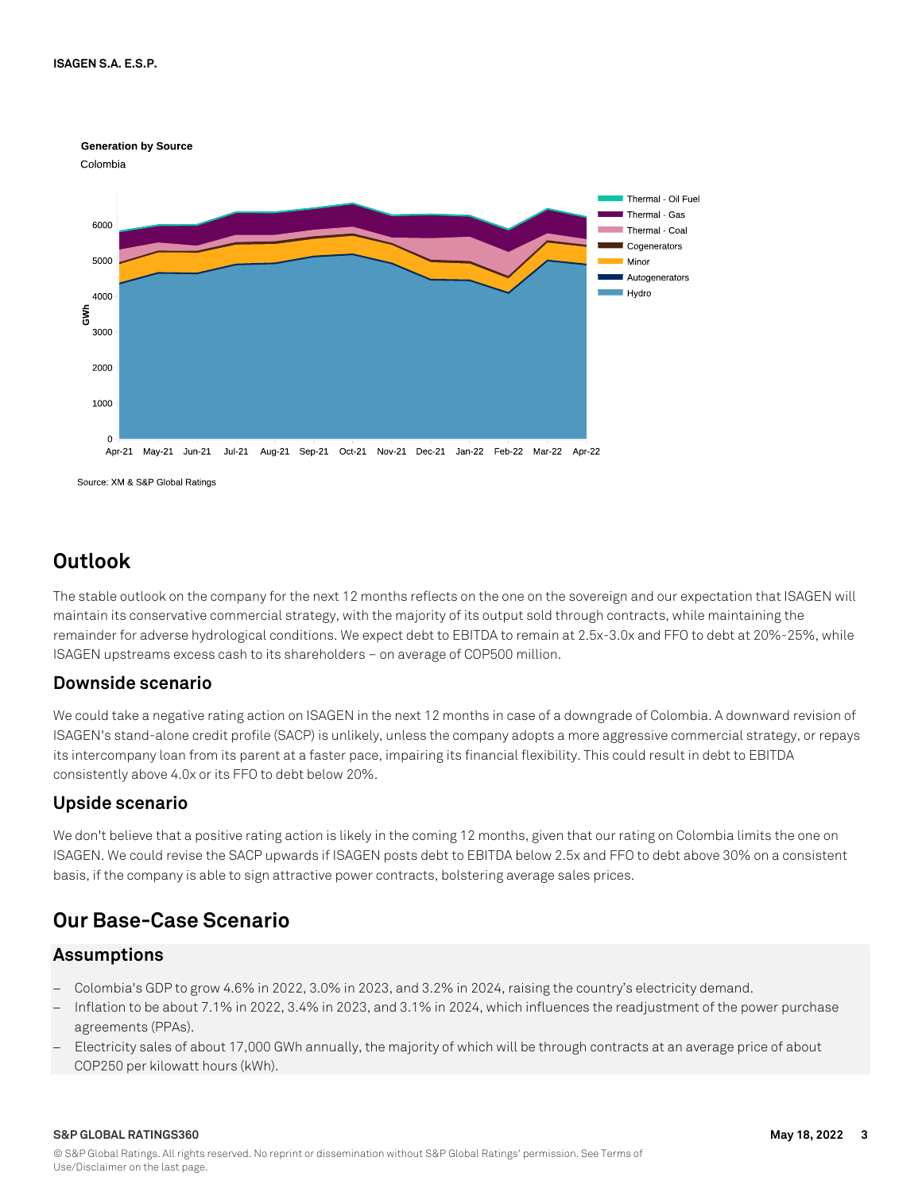**Generation by Source**

Colombia

Source: XM & S&P Global Ratings

## Outlook

The stable outlook on the company for the next 12 months reflects on the one on the sovereign and our expectation that ISAGEN will maintain its conservative commercial strategy, with the majority of its output sold through contracts, while maintaining the remainder for adverse hydrological conditions. We expect debt to EBITDA to remain at 2.5x-3.0x and FFO to debt at 20%-25%, while ISAGEN upstreams excess cash to its shareholders – on average of COP500 million.

### Downside scenario

We could take a negative rating action on ISAGEN in the next 12 months in case of a downgrade of Colombia. A downward revision of ISAGEN's stand-alone credit profile (SACP) is unlikely, unless the company adopts a more aggressive commercial strategy, or repays its intercompany loan from its parent at a faster pace, impairing its financial flexibility. This could result in debt to EBITDA consistently above 4.0x or its FFO to debt below 20%.

### Upside scenario

We don't believe that a positive rating action is likely in the coming 12 months, given that our rating on Colombia limits the one on ISAGEN. We could revise the SACP upwards if ISAGEN posts debt to EBITDA below 2.5x and FFO to debt above 30% on a consistent basis, if the company is able to sign attractive power contracts, bolstering average sales prices.

## Our Base-Case Scenario

### Assumptions

- Colombia's GDP to grow 4.6% in 2022, 3.0% in 2023, and 3.2% in 2024, raising the country's electricity demand.
- Inflation to be about 7.1% in 2022, 3.4% in 2023, and 3.1% in 2024, which influences the readjustment of the power purchase agreements (PPAs).
- Electricity sales of about 17,000 GWh annually, the majority of which will be through contracts at an average price of about COP250 per kilowatt hours (kWh).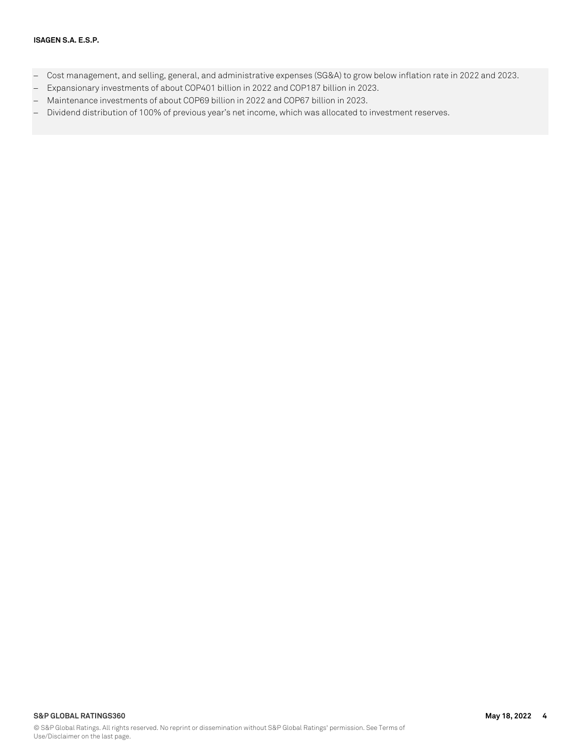- Cost management, and selling, general, and administrative expenses (SG&A) to grow below inflation rate in 2022 and 2023.
- Expansionary investments of about COP401 billion in 2022 and COP187 billion in 2023.
- Maintenance investments of about COP69 billion in 2022 and COP67 billion in 2023.
- Dividend distribution of 100% of previous year's net income, which was allocated to investment reserves.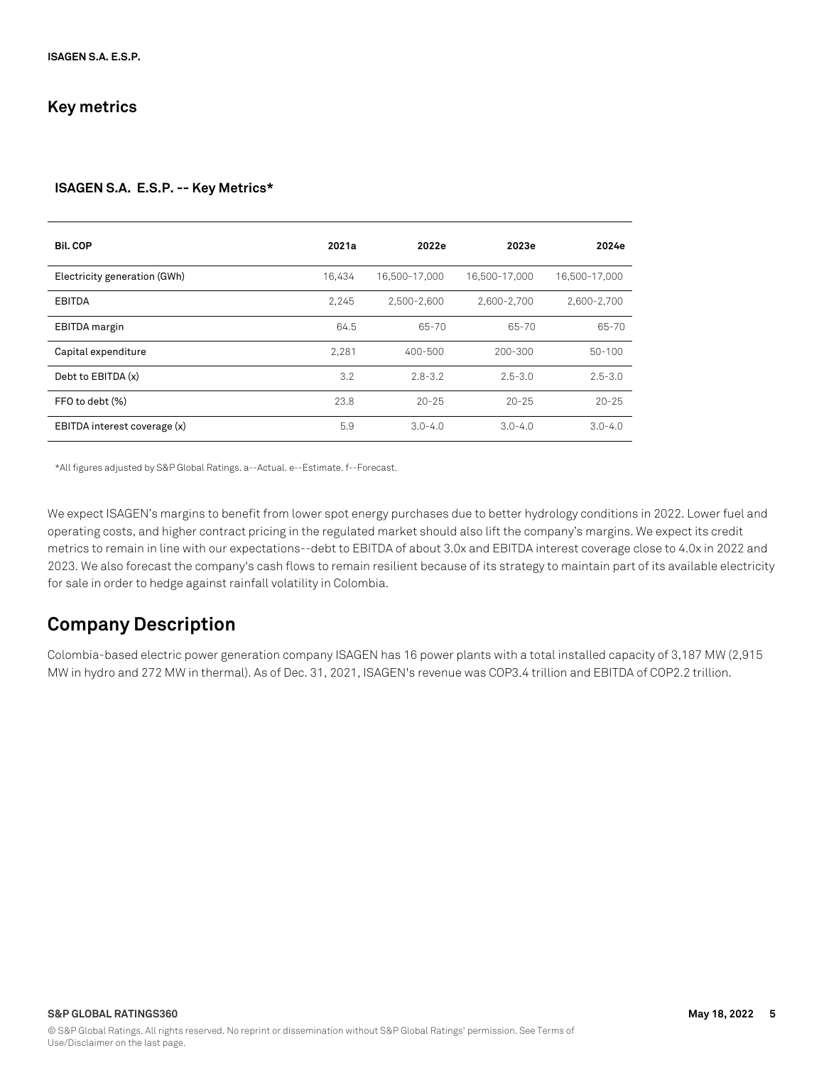## Key metrics

**ISAGEN S.A. E.S.P. -- Key Metrics***

| Bil. COP | 2021a | 2022e | 2023e | 2024e |
|---|---|---|---|---|
| Electricity generation (GWh) | 16,434 | 16,500-17,000 | 16,500-17,000 | 16,500-17,000 |
| EBITDA | 2,245 | 2,500-2,600 | 2,600-2,700 | 2,600-2,700 |
| EBITDA margin | 64.5 | 65-70 | 65-70 | 65-70 |
| Capital expenditure | 2,281 | 400-500 | 200-300 | 50-100 |
| Debt to EBITDA (x) | 3.2 | 2.8-3.2 | 2.5-3.0 | 2.5-3.0 |
| FFO to debt (%) | 23.8 | 20-25 | 20-25 | 20-25 |
| EBITDA interest coverage (x) | 5.9 | 3.0-4.0 | 3.0-4.0 | 3.0-4.0 |

*All figures adjusted by S&P Global Ratings. a--Actual. e--Estimate. f--Forecast.

We expect ISAGEN's margins to benefit from lower spot energy purchases due to better hydrology conditions in 2022. Lower fuel and operating costs, and higher contract pricing in the regulated market should also lift the company's margins. We expect its credit metrics to remain in line with our expectations--debt to EBITDA of about 3.0x and EBITDA interest coverage close to 4.0x in 2022 and 2023. We also forecast the company's cash flows to remain resilient because of its strategy to maintain part of its available electricity for sale in order to hedge against rainfall volatility in Colombia.

## Company Description

Colombia-based electric power generation company ISAGEN has 16 power plants with a total installed capacity of 3,187 MW (2,915 MW in hydro and 272 MW in thermal). As of Dec. 31, 2021, ISAGEN's revenue was COP3.4 trillion and EBITDA of COP2.2 trillion.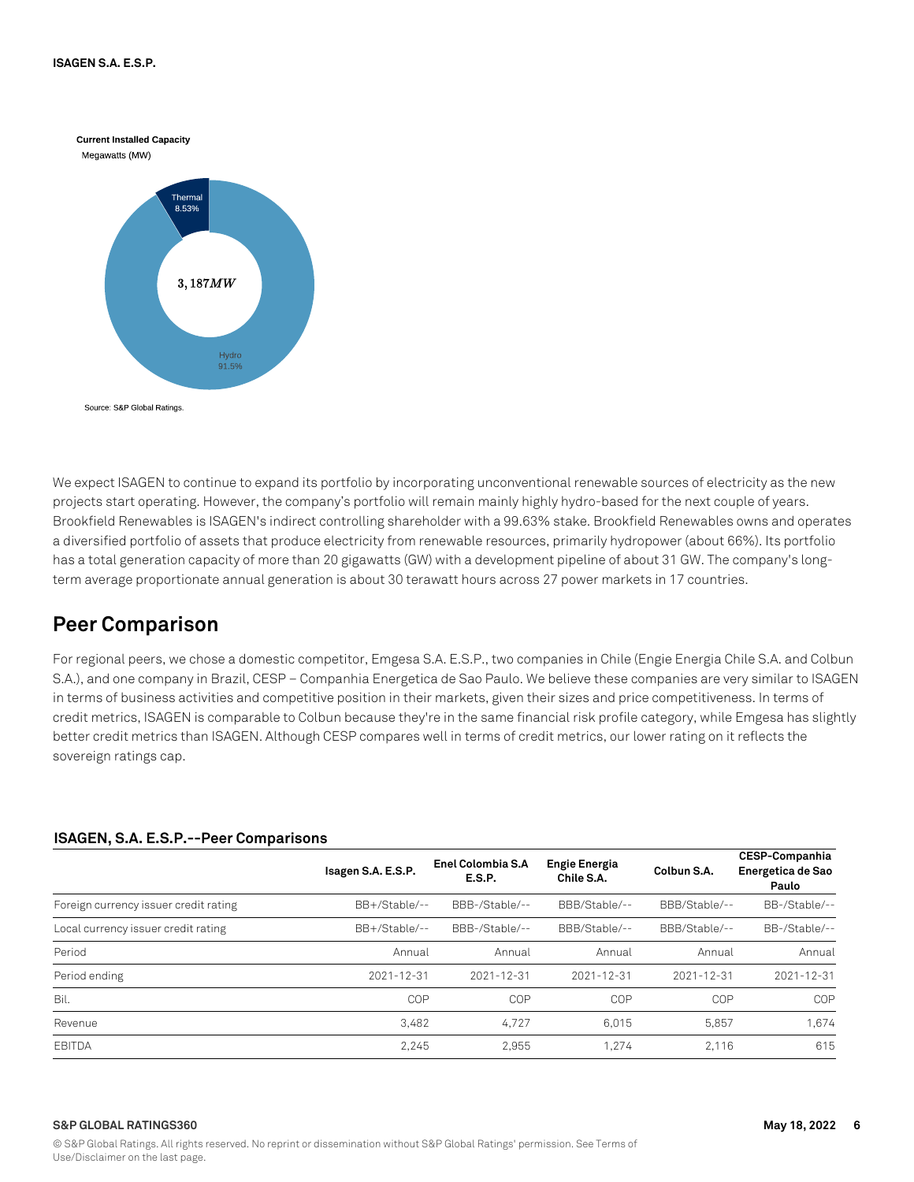**Current Installed Capacity**

Megawatts (MW)

Thermal 8.53%

3,187MW

Hydro 91.5%

Source: S&P Global Ratings.

We expect ISAGEN to continue to expand its portfolio by incorporating unconventional renewable sources of electricity as the new projects start operating. However, the company's portfolio will remain mainly highly hydro-based for the next couple of years. Brookfield Renewables is ISAGEN's indirect controlling shareholder with a 99.63% stake. Brookfield Renewables owns and operates a diversified portfolio of assets that produce electricity from renewable resources, primarily hydropower (about 66%). Its portfolio has a total generation capacity of more than 20 gigawatts (GW) with a development pipeline of about 31 GW. The company's long-term average proportionate annual generation is about 30 terawatt hours across 27 power markets in 17 countries.

## Peer Comparison

For regional peers, we chose a domestic competitor, Emgesa S.A. E.S.P., two companies in Chile (Engie Energia Chile S.A. and Colbun S.A.), and one company in Brazil, CESP – Companhia Energetica de Sao Paulo. We believe these companies are very similar to ISAGEN in terms of business activities and competitive position in their markets, given their sizes and price competitiveness. In terms of credit metrics, ISAGEN is comparable to Colbun because they're in the same financial risk profile category, while Emgesa has slightly better credit metrics than ISAGEN. Although CESP compares well in terms of credit metrics, our lower rating on it reflects the sovereign ratings cap.

### ISAGEN, S.A. E.S.P.--Peer Comparisons

| | Isagen S.A. E.S.P. | Enel Colombia S.A E.S.P. | Engie Energia Chile S.A. | Colbun S.A. | CESP-Companhia Energetica de Sao Paulo |
|---|---|---|---|---|---|
| Foreign currency issuer credit rating | BB+/Stable/-- | BBB-/Stable/-- | BBB/Stable/-- | BBB/Stable/-- | BB-/Stable/-- |
| Local currency issuer credit rating | BB+/Stable/-- | BBB-/Stable/-- | BBB/Stable/-- | BBB/Stable/-- | BB-/Stable/-- |
| Period | Annual | Annual | Annual | Annual | Annual |
| Period ending | 2021-12-31 | 2021-12-31 | 2021-12-31 | 2021-12-31 | 2021-12-31 |
| Bil. | COP | COP | COP | COP | COP |
| Revenue | 3,482 | 4,727 | 6,015 | 5,857 | 1,674 |
| EBITDA | 2,245 | 2,955 | 1,274 | 2,116 | 615 |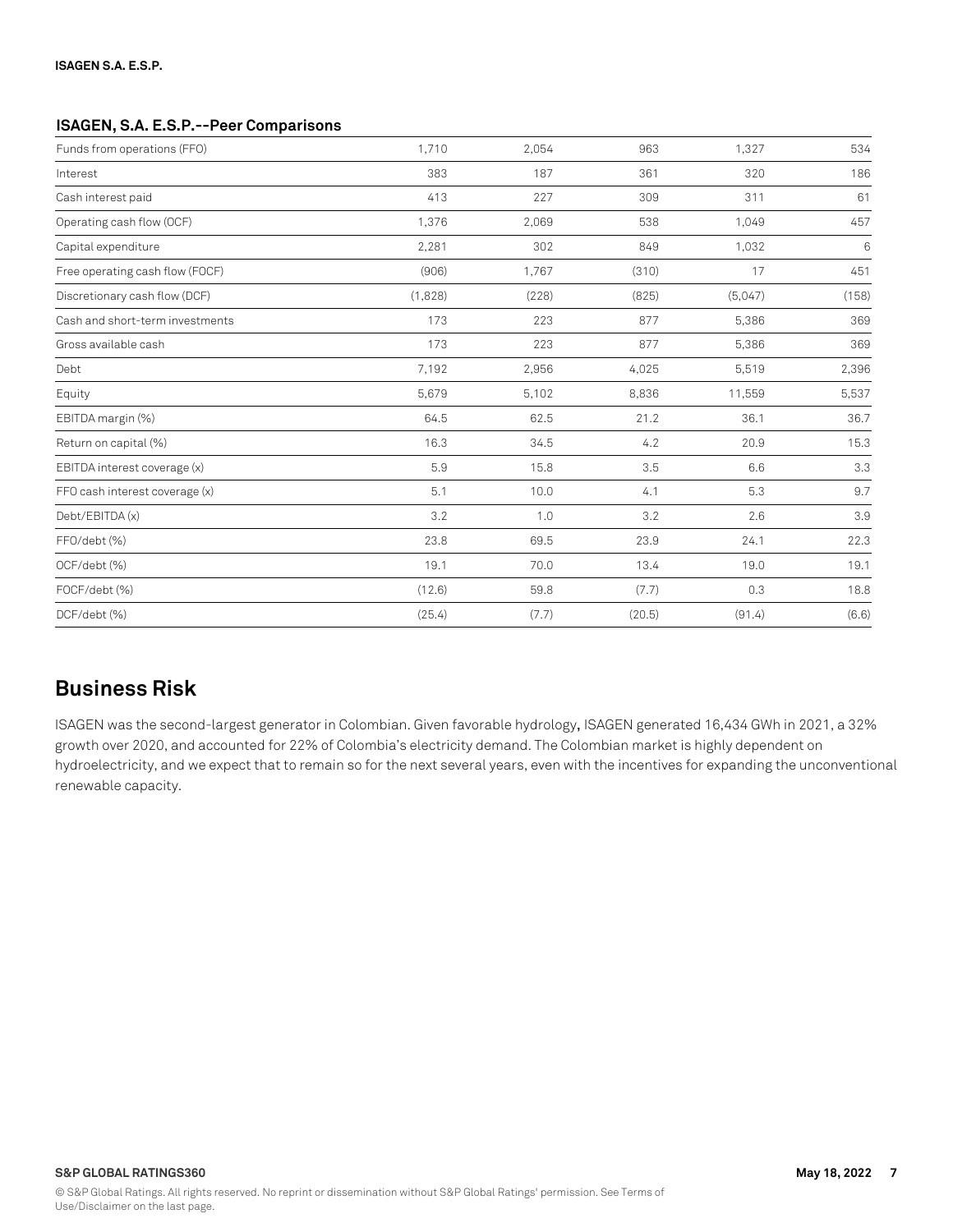### ISAGEN, S.A. E.S.P.--Peer Comparisons

| | | | | | |
|---|---|---|---|---|---|
| Funds from operations (FFO) | 1,710 | 2,054 | 963 | 1,327 | 534 |
| Interest | 383 | 187 | 361 | 320 | 186 |
| Cash interest paid | 413 | 227 | 309 | 311 | 61 |
| Operating cash flow (OCF) | 1,376 | 2,069 | 538 | 1,049 | 457 |
| Capital expenditure | 2,281 | 302 | 849 | 1,032 | 6 |
| Free operating cash flow (FOCF) | (906) | 1,767 | (310) | 17 | 451 |
| Discretionary cash flow (DCF) | (1,828) | (228) | (825) | (5,047) | (158) |
| Cash and short-term investments | 173 | 223 | 877 | 5,386 | 369 |
| Gross available cash | 173 | 223 | 877 | 5,386 | 369 |
| Debt | 7,192 | 2,956 | 4,025 | 5,519 | 2,396 |
| Equity | 5,679 | 5,102 | 8,836 | 11,559 | 5,537 |
| EBITDA margin (%) | 64.5 | 62.5 | 21.2 | 36.1 | 36.7 |
| Return on capital (%) | 16.3 | 34.5 | 4.2 | 20.9 | 15.3 |
| EBITDA interest coverage (x) | 5.9 | 15.8 | 3.5 | 6.6 | 3.3 |
| FFO cash interest coverage (x) | 5.1 | 10.0 | 4.1 | 5.3 | 9.7 |
| Debt/EBITDA (x) | 3.2 | 1.0 | 3.2 | 2.6 | 3.9 |
| FFO/debt (%) | 23.8 | 69.5 | 23.9 | 24.1 | 22.3 |
| OCF/debt (%) | 19.1 | 70.0 | 13.4 | 19.0 | 19.1 |
| FOCF/debt (%) | (12.6) | 59.8 | (7.7) | 0.3 | 18.8 |
| DCF/debt (%) | (25.4) | (7.7) | (20.5) | (91.4) | (6.6) |

## Business Risk

ISAGEN was the second-largest generator in Colombian. Given favorable hydrology**,** ISAGEN generated 16,434 GWh in 2021, a 32% growth over 2020, and accounted for 22% of Colombia's electricity demand. The Colombian market is highly dependent on hydroelectricity, and we expect that to remain so for the next several years, even with the incentives for expanding the unconventional renewable capacity.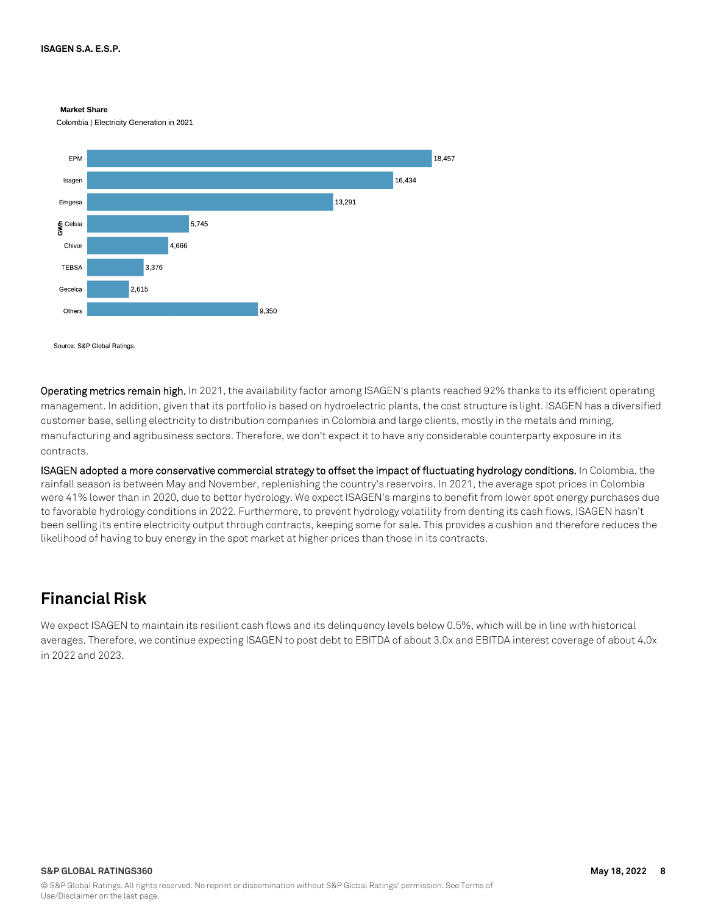**Market Share**

Colombia | Electricity Generation in 2021

| Company | GWh |
| --- | --- |
| EPM | 18,457 |
| Isagen | 16,434 |
| Emgesa | 13,291 |
| Celsia | 5,745 |
| Chivor | 4,666 |
| TEBSA | 3,376 |
| Gecelca | 2,615 |
| Others | 9,350 |

Source: S&P Global Ratings.

**Operating metrics remain high.** In 2021, the availability factor among ISAGEN's plants reached 92% thanks to its efficient operating management. In addition, given that its portfolio is based on hydroelectric plants, the cost structure is light. ISAGEN has a diversified customer base, selling electricity to distribution companies in Colombia and large clients, mostly in the metals and mining, manufacturing and agribusiness sectors. Therefore, we don't expect it to have any considerable counterparty exposure in its contracts.

**ISAGEN adopted a more conservative commercial strategy to offset the impact of fluctuating hydrology conditions.** In Colombia, the rainfall season is between May and November, replenishing the country's reservoirs. In 2021, the average spot prices in Colombia were 41% lower than in 2020, due to better hydrology. We expect ISAGEN's margins to benefit from lower spot energy purchases due to favorable hydrology conditions in 2022. Furthermore, to prevent hydrology volatility from denting its cash flows, ISAGEN hasn't been selling its entire electricity output through contracts, keeping some for sale. This provides a cushion and therefore reduces the likelihood of having to buy energy in the spot market at higher prices than those in its contracts.

## Financial Risk

We expect ISAGEN to maintain its resilient cash flows and its delinquency levels below 0.5%, which will be in line with historical averages. Therefore, we continue expecting ISAGEN to post debt to EBITDA of about 3.0x and EBITDA interest coverage of about 4.0x in 2022 and 2023.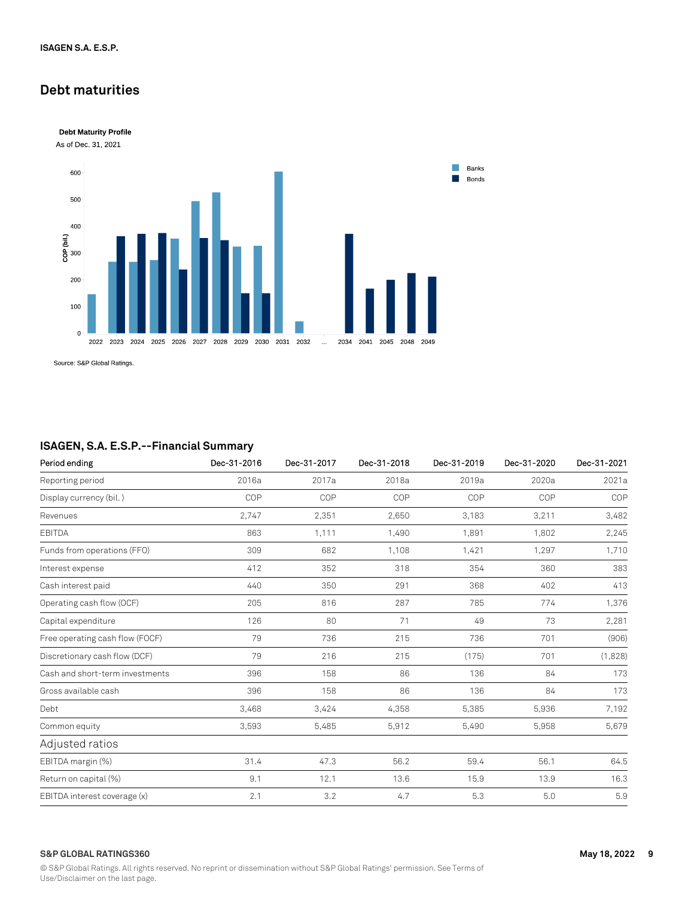## Debt maturities

**Debt Maturity Profile**

As of Dec. 31, 2021

Source: S&P Global Ratings.

### ISAGEN, S.A. E.S.P.--Financial Summary

| Period ending | Dec-31-2016 | Dec-31-2017 | Dec-31-2018 | Dec-31-2019 | Dec-31-2020 | Dec-31-2021 |
|---|---|---|---|---|---|---|
| Reporting period | 2016a | 2017a | 2018a | 2019a | 2020a | 2021a |
| Display currency (bil. ) | COP | COP | COP | COP | COP | COP |
| Revenues | 2,747 | 2,351 | 2,650 | 3,183 | 3,211 | 3,482 |
| EBITDA | 863 | 1,111 | 1,490 | 1,891 | 1,802 | 2,245 |
| Funds from operations (FFO) | 309 | 682 | 1,108 | 1,421 | 1,297 | 1,710 |
| Interest expense | 412 | 352 | 318 | 354 | 360 | 383 |
| Cash interest paid | 440 | 350 | 291 | 368 | 402 | 413 |
| Operating cash flow (OCF) | 205 | 816 | 287 | 785 | 774 | 1,376 |
| Capital expenditure | 126 | 80 | 71 | 49 | 73 | 2,281 |
| Free operating cash flow (FOCF) | 79 | 736 | 215 | 736 | 701 | (906) |
| Discretionary cash flow (DCF) | 79 | 216 | 215 | (175) | 701 | (1,828) |
| Cash and short-term investments | 396 | 158 | 86 | 136 | 84 | 173 |
| Gross available cash | 396 | 158 | 86 | 136 | 84 | 173 |
| Debt | 3,468 | 3,424 | 4,358 | 5,385 | 5,936 | 7,192 |
| Common equity | 3,593 | 5,485 | 5,912 | 5,490 | 5,958 | 5,679 |
| **Adjusted ratios** | | | | | | |
| EBITDA margin (%) | 31.4 | 47.3 | 56.2 | 59.4 | 56.1 | 64.5 |
| Return on capital (%) | 9.1 | 12.1 | 13.6 | 15.9 | 13.9 | 16.3 |
| EBITDA interest coverage (x) | 2.1 | 3.2 | 4.7 | 5.3 | 5.0 | 5.9 |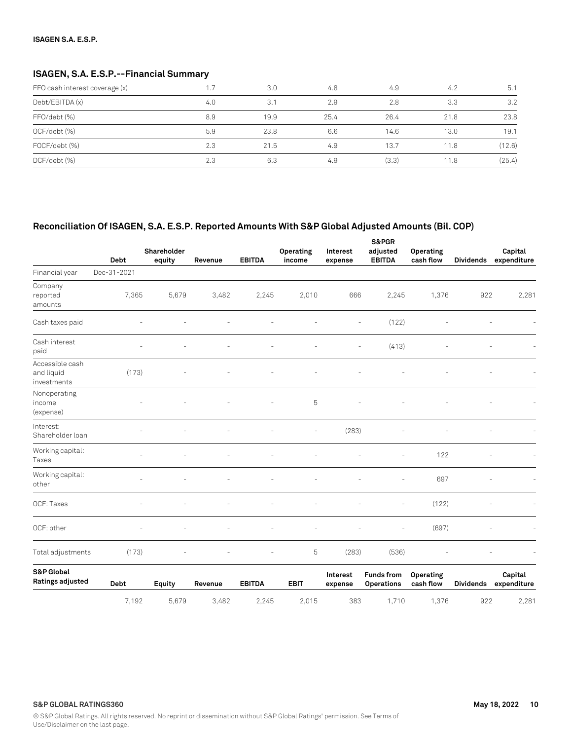## ISAGEN, S.A. E.S.P.--Financial Summary

| | | | | | | |
|---|---|---|---|---|---|---|
| FFO cash interest coverage (x) | 1.7 | 3.0 | 4.8 | 4.9 | 4.2 | 5.1 |
| Debt/EBITDA (x) | 4.0 | 3.1 | 2.9 | 2.8 | 3.3 | 3.2 |
| FFO/debt (%) | 8.9 | 19.9 | 25.4 | 26.4 | 21.8 | 23.8 |
| OCF/debt (%) | 5.9 | 23.8 | 6.6 | 14.6 | 13.0 | 19.1 |
| FOCF/debt (%) | 2.3 | 21.5 | 4.9 | 13.7 | 11.8 | (12.6) |
| DCF/debt (%) | 2.3 | 6.3 | 4.9 | (3.3) | 11.8 | (25.4) |

## Reconciliation Of ISAGEN, S.A. E.S.P. Reported Amounts With S&P Global Adjusted Amounts (Bil. COP)

| | Debt | Shareholder equity | Revenue | EBITDA | Operating income | Interest expense | S&PGR adjusted EBITDA | Operating cash flow | Dividends | Capital expenditure |
|---|---|---|---|---|---|---|---|---|---|---|
| Financial year | Dec-31-2021 | | | | | | | | | |
| Company reported amounts | 7,365 | 5,679 | 3,482 | 2,245 | 2,010 | 666 | 2,245 | 1,376 | 922 | 2,281 |
| Cash taxes paid | - | - | - | - | - | - | (122) | - | - | - |
| Cash interest paid | - | - | - | - | - | - | (413) | - | - | - |
| Accessible cash and liquid investments | (173) | - | - | - | - | - | - | - | - | - |
| Nonoperating income (expense) | - | - | - | - | 5 | - | - | - | - | - |
| Interest: Shareholder loan | - | - | - | - | - | (283) | - | - | - | - |
| Working capital: Taxes | - | - | - | - | - | - | - | 122 | - | - |
| Working capital: other | - | - | - | - | - | - | - | 697 | - | - |
| OCF: Taxes | - | - | - | - | - | - | - | (122) | - | - |
| OCF: other | - | - | - | - | - | - | - | (697) | - | - |
| Total adjustments | (173) | - | - | - | 5 | (283) | (536) | - | - | - |
| **S&P Global Ratings adjusted** | **Debt** | **Equity** | **Revenue** | **EBITDA** | **EBIT** | **Interest expense** | **Funds from Operations** | **Operating cash flow** | **Dividends** | **Capital expenditure** |
| | 7,192 | 5,679 | 3,482 | 2,245 | 2,015 | 383 | 1,710 | 1,376 | 922 | 2,281 |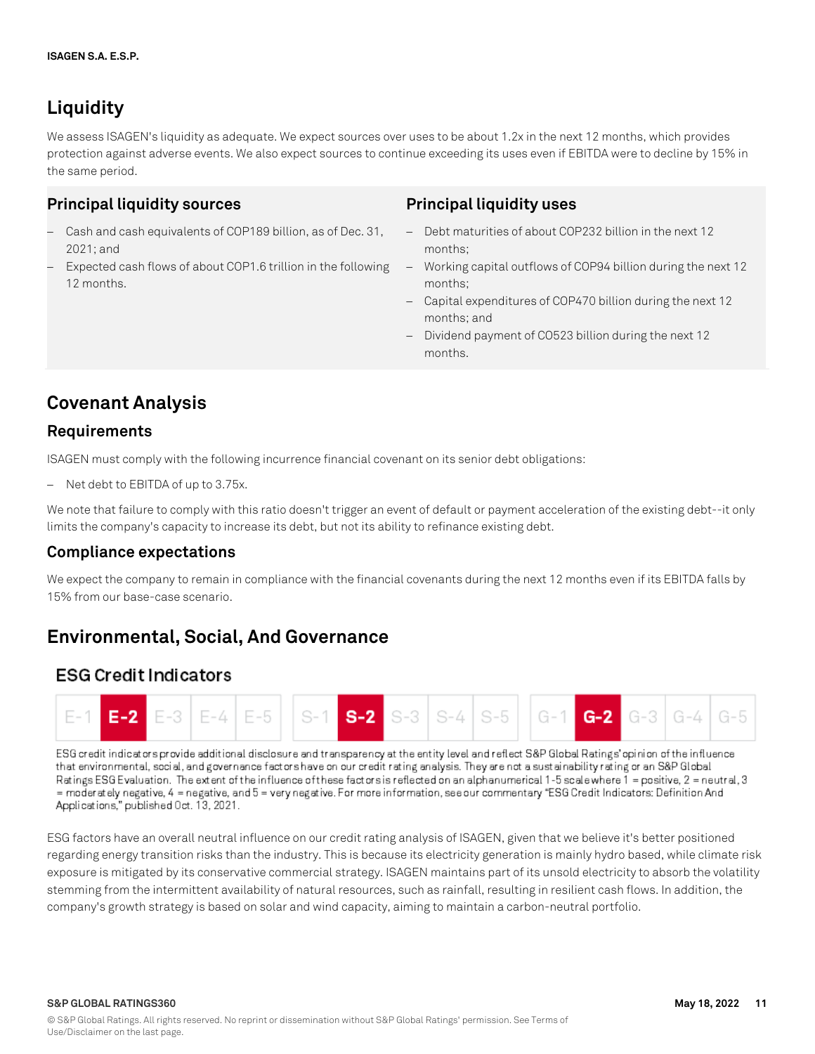## Liquidity

We assess ISAGEN's liquidity as adequate. We expect sources over uses to be about 1.2x in the next 12 months, which provides protection against adverse events. We also expect sources to continue exceeding its uses even if EBITDA were to decline by 15% in the same period.

### Principal liquidity sources

- Cash and cash equivalents of COP189 billion, as of Dec. 31, 2021; and
- Expected cash flows of about COP1.6 trillion in the following 12 months.

### Principal liquidity uses

- Debt maturities of about COP232 billion in the next 12 months;
- Working capital outflows of COP94 billion during the next 12 months;
- Capital expenditures of COP470 billion during the next 12 months; and
- Dividend payment of CO523 billion during the next 12 months.

## Covenant Analysis

### Requirements

ISAGEN must comply with the following incurrence financial covenant on its senior debt obligations:

- Net debt to EBITDA of up to 3.75x.

We note that failure to comply with this ratio doesn't trigger an event of default or payment acceleration of the existing debt--it only limits the company's capacity to increase its debt, but not its ability to refinance existing debt.

### Compliance expectations

We expect the company to remain in compliance with the financial covenants during the next 12 months even if its EBITDA falls by 15% from our base-case scenario.

## Environmental, Social, And Governance

### ESG Credit Indicators

| E-1 | **E-2** | E-3 | E-4 | E-5 | S-1 | **S-2** | S-3 | S-4 | S-5 | G-1 | **G-2** | G-3 | G-4 | G-5 |
|---|---|---|---|---|---|---|---|---|---|---|---|---|---|---|

ESG credit indicators provide additional disclosure and transparency at the entity level and reflect S&P Global Ratings' opinion of the influence that environmental, social, and governance factors have on our credit rating analysis. They are not a sustainability rating or an S&P Global Ratings ESG Evaluation. The extent of the influence of these factors is reflected on an alphanumerical 1-5 scale where 1 = positive, 2 = neutral, 3 = moderately negative, 4 = negative, and 5 = very negative. For more information, see our commentary "ESG Credit Indicators: Definition And Applications," published Oct. 13, 2021.

ESG factors have an overall neutral influence on our credit rating analysis of ISAGEN, given that we believe it's better positioned regarding energy transition risks than the industry. This is because its electricity generation is mainly hydro based, while climate risk exposure is mitigated by its conservative commercial strategy. ISAGEN maintains part of its unsold electricity to absorb the volatility stemming from the intermittent availability of natural resources, such as rainfall, resulting in resilient cash flows. In addition, the company's growth strategy is based on solar and wind capacity, aiming to maintain a carbon-neutral portfolio.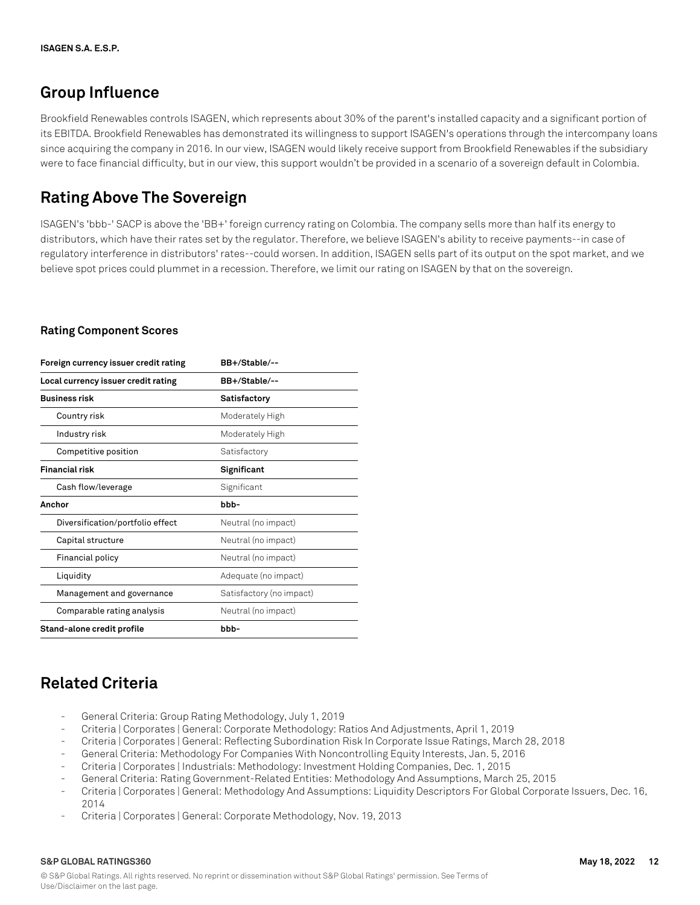## Group Influence

Brookfield Renewables controls ISAGEN, which represents about 30% of the parent's installed capacity and a significant portion of its EBITDA. Brookfield Renewables has demonstrated its willingness to support ISAGEN's operations through the intercompany loans since acquiring the company in 2016. In our view, ISAGEN would likely receive support from Brookfield Renewables if the subsidiary were to face financial difficulty, but in our view, this support wouldn't be provided in a scenario of a sovereign default in Colombia.

## Rating Above The Sovereign

ISAGEN's 'bbb-' SACP is above the 'BB+' foreign currency rating on Colombia. The company sells more than half its energy to distributors, which have their rates set by the regulator. Therefore, we believe ISAGEN's ability to receive payments--in case of regulatory interference in distributors' rates--could worsen. In addition, ISAGEN sells part of its output on the spot market, and we believe spot prices could plummet in a recession. Therefore, we limit our rating on ISAGEN by that on the sovereign.

### Rating Component Scores

| **Foreign currency issuer credit rating** | **BB+/Stable/--** |
|---|---|
| **Local currency issuer credit rating** | **BB+/Stable/--** |
| **Business risk** | **Satisfactory** |
| Country risk | Moderately High |
| Industry risk | Moderately High |
| Competitive position | Satisfactory |
| **Financial risk** | **Significant** |
| Cash flow/leverage | Significant |
| **Anchor** | **bbb-** |
| Diversification/portfolio effect | Neutral (no impact) |
| Capital structure | Neutral (no impact) |
| Financial policy | Neutral (no impact) |
| Liquidity | Adequate (no impact) |
| Management and governance | Satisfactory (no impact) |
| Comparable rating analysis | Neutral (no impact) |
| **Stand-alone credit profile** | **bbb-** |

## Related Criteria

- General Criteria: Group Rating Methodology, July 1, 2019
- Criteria | Corporates | General: Corporate Methodology: Ratios And Adjustments, April 1, 2019
- Criteria | Corporates | General: Reflecting Subordination Risk In Corporate Issue Ratings, March 28, 2018
- General Criteria: Methodology For Companies With Noncontrolling Equity Interests, Jan. 5, 2016
- Criteria | Corporates | Industrials: Methodology: Investment Holding Companies, Dec. 1, 2015
- General Criteria: Rating Government-Related Entities: Methodology And Assumptions, March 25, 2015
- Criteria | Corporates | General: Methodology And Assumptions: Liquidity Descriptors For Global Corporate Issuers, Dec. 16, 2014
- Criteria | Corporates | General: Corporate Methodology, Nov. 19, 2013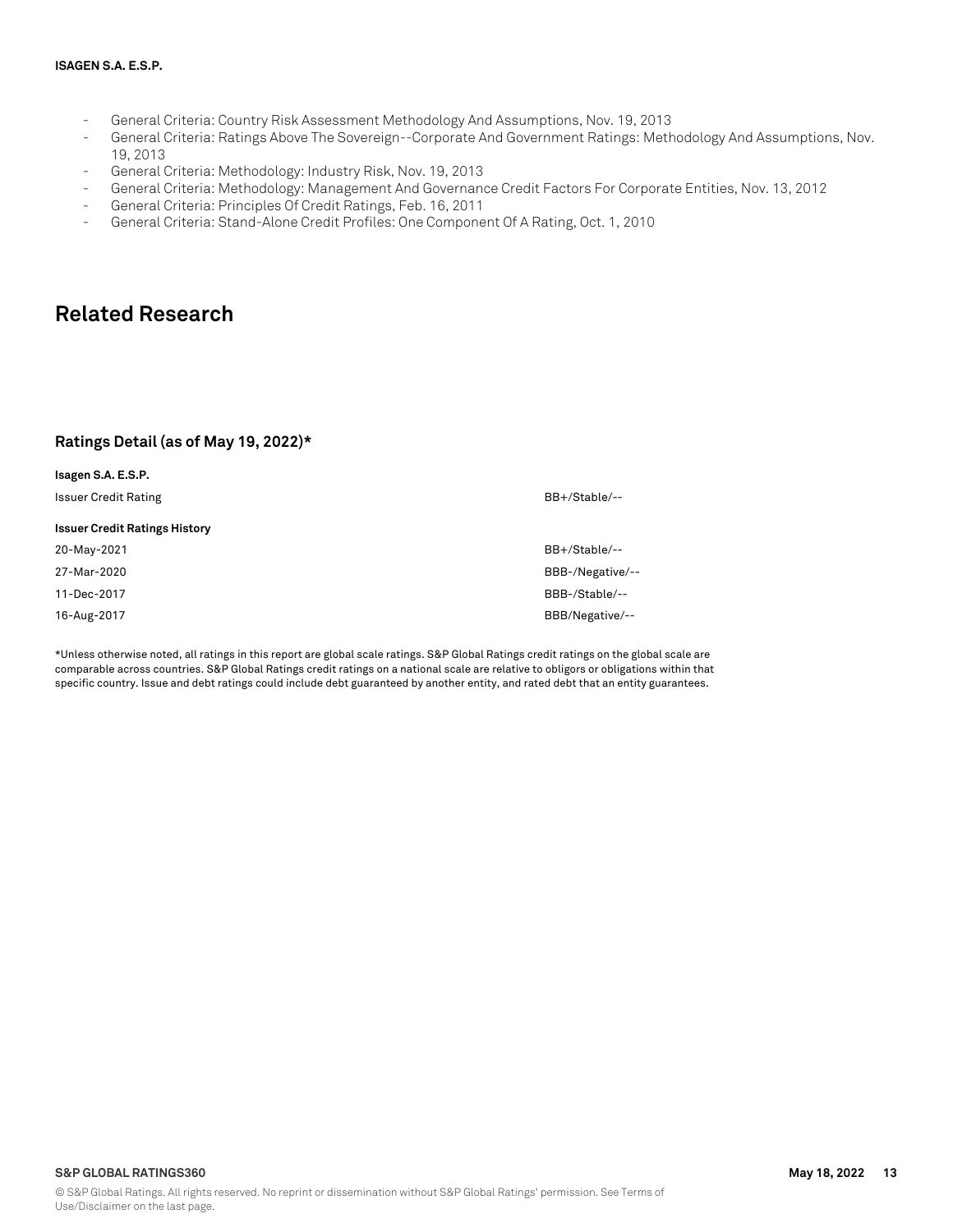- General Criteria: Country Risk Assessment Methodology And Assumptions, Nov. 19, 2013
- General Criteria: Ratings Above The Sovereign--Corporate And Government Ratings: Methodology And Assumptions, Nov. 19, 2013
- General Criteria: Methodology: Industry Risk, Nov. 19, 2013
- General Criteria: Methodology: Management And Governance Credit Factors For Corporate Entities, Nov. 13, 2012
- General Criteria: Principles Of Credit Ratings, Feb. 16, 2011
- General Criteria: Stand-Alone Credit Profiles: One Component Of A Rating, Oct. 1, 2010

## Related Research

### Ratings Detail (as of May 19, 2022)*

| **Isagen S.A. E.S.P.** | |
|---|---|
| Issuer Credit Rating | BB+/Stable/-- |
| **Issuer Credit Ratings History** | |
| 20-May-2021 | BB+/Stable/-- |
| 27-Mar-2020 | BBB-/Negative/-- |
| 11-Dec-2017 | BBB-/Stable/-- |
| 16-Aug-2017 | BBB/Negative/-- |

*Unless otherwise noted, all ratings in this report are global scale ratings. S&P Global Ratings credit ratings on the global scale are comparable across countries. S&P Global Ratings credit ratings on a national scale are relative to obligors or obligations within that specific country. Issue and debt ratings could include debt guaranteed by another entity, and rated debt that an entity guarantees.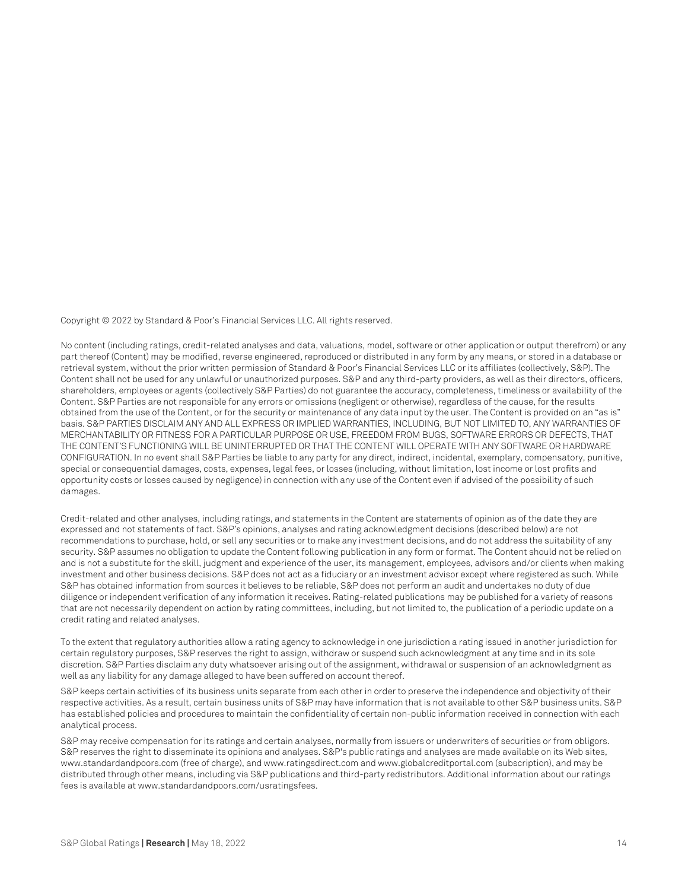Copyright © 2022 by Standard & Poor's Financial Services LLC. All rights reserved.

No content (including ratings, credit-related analyses and data, valuations, model, software or other application or output therefrom) or any part thereof (Content) may be modified, reverse engineered, reproduced or distributed in any form by any means, or stored in a database or retrieval system, without the prior written permission of Standard & Poor's Financial Services LLC or its affiliates (collectively, S&P). The Content shall not be used for any unlawful or unauthorized purposes. S&P and any third-party providers, as well as their directors, officers, shareholders, employees or agents (collectively S&P Parties) do not guarantee the accuracy, completeness, timeliness or availability of the Content. S&P Parties are not responsible for any errors or omissions (negligent or otherwise), regardless of the cause, for the results obtained from the use of the Content, or for the security or maintenance of any data input by the user. The Content is provided on an "as is" basis. S&P PARTIES DISCLAIM ANY AND ALL EXPRESS OR IMPLIED WARRANTIES, INCLUDING, BUT NOT LIMITED TO, ANY WARRANTIES OF MERCHANTABILITY OR FITNESS FOR A PARTICULAR PURPOSE OR USE, FREEDOM FROM BUGS, SOFTWARE ERRORS OR DEFECTS, THAT THE CONTENT'S FUNCTIONING WILL BE UNINTERRUPTED OR THAT THE CONTENT WILL OPERATE WITH ANY SOFTWARE OR HARDWARE CONFIGURATION. In no event shall S&P Parties be liable to any party for any direct, indirect, incidental, exemplary, compensatory, punitive, special or consequential damages, costs, expenses, legal fees, or losses (including, without limitation, lost income or lost profits and opportunity costs or losses caused by negligence) in connection with any use of the Content even if advised of the possibility of such damages.

Credit-related and other analyses, including ratings, and statements in the Content are statements of opinion as of the date they are expressed and not statements of fact. S&P's opinions, analyses and rating acknowledgment decisions (described below) are not recommendations to purchase, hold, or sell any securities or to make any investment decisions, and do not address the suitability of any security. S&P assumes no obligation to update the Content following publication in any form or format. The Content should not be relied on and is not a substitute for the skill, judgment and experience of the user, its management, employees, advisors and/or clients when making investment and other business decisions. S&P does not act as a fiduciary or an investment advisor except where registered as such. While S&P has obtained information from sources it believes to be reliable, S&P does not perform an audit and undertakes no duty of due diligence or independent verification of any information it receives. Rating-related publications may be published for a variety of reasons that are not necessarily dependent on action by rating committees, including, but not limited to, the publication of a periodic update on a credit rating and related analyses.

To the extent that regulatory authorities allow a rating agency to acknowledge in one jurisdiction a rating issued in another jurisdiction for certain regulatory purposes, S&P reserves the right to assign, withdraw or suspend such acknowledgment at any time and in its sole discretion. S&P Parties disclaim any duty whatsoever arising out of the assignment, withdrawal or suspension of an acknowledgment as well as any liability for any damage alleged to have been suffered on account thereof.

S&P keeps certain activities of its business units separate from each other in order to preserve the independence and objectivity of their respective activities. As a result, certain business units of S&P may have information that is not available to other S&P business units. S&P has established policies and procedures to maintain the confidentiality of certain non-public information received in connection with each analytical process.

S&P may receive compensation for its ratings and certain analyses, normally from issuers or underwriters of securities or from obligors. S&P reserves the right to disseminate its opinions and analyses. S&P's public ratings and analyses are made available on its Web sites, www.standardandpoors.com (free of charge), and www.ratingsdirect.com and www.globalcreditportal.com (subscription), and may be distributed through other means, including via S&P publications and third-party redistributors. Additional information about our ratings fees is available at www.standardandpoors.com/usratingsfees.